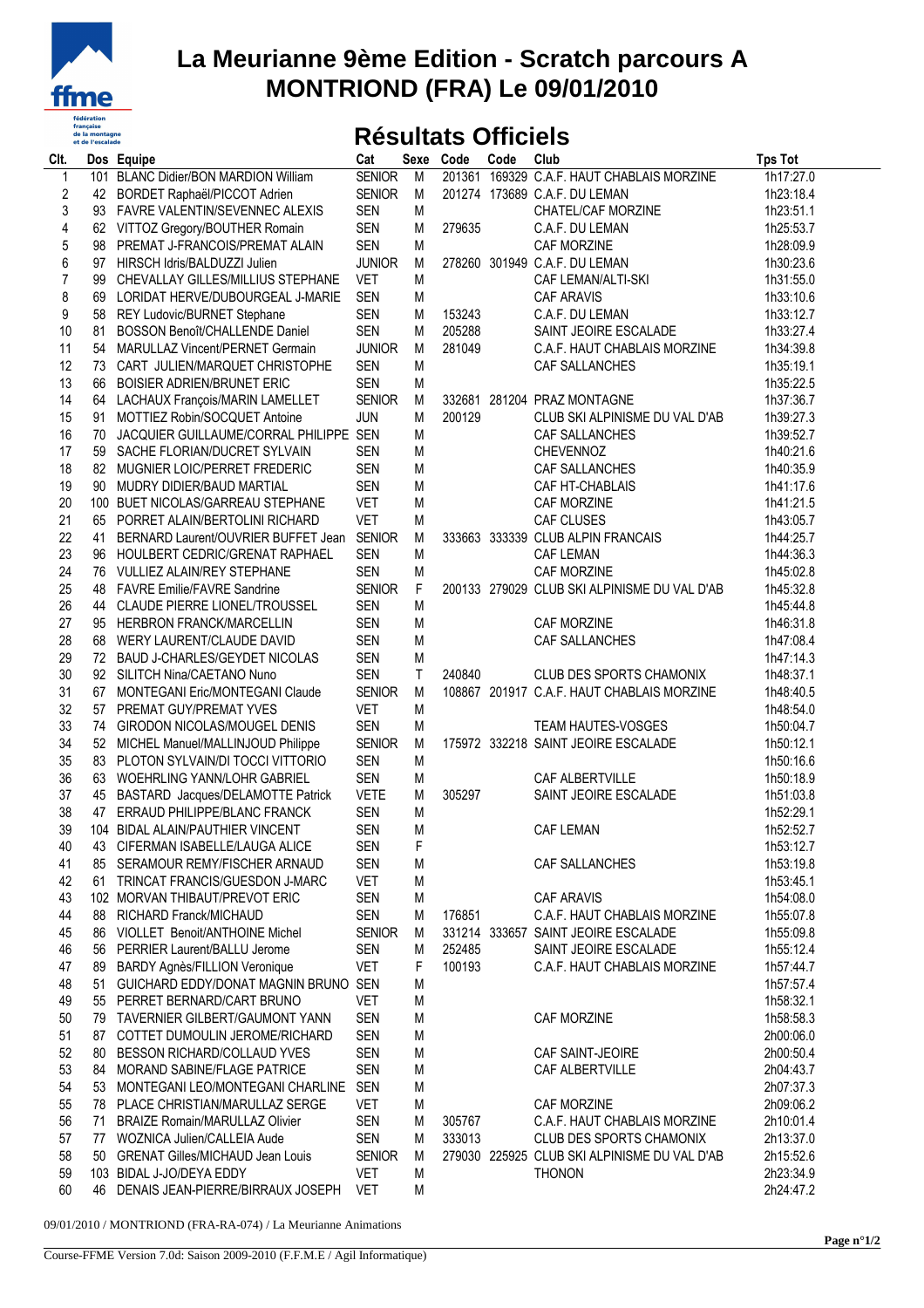# La Meurianne 9ème Edition - Scratch parcours A
# MONTRIOND (FRA) Le 09/01/2010

## Résultats Officiels

| Clt. | Dos | Equipe | Cat | Sexe | Code | Code | Club | Tps Tot |
|---|---|---|---|---|---|---|---|---|
| 1 | 101 | BLANC Didier/BON MARDION William | SENIOR | M | 201361 | 169329 | C.A.F. HAUT CHABLAIS MORZINE | 1h17:27.0 |
| 2 | 42 | BORDET Raphaël/PICCOT Adrien | SENIOR | M | 201274 | 173689 | C.A.F. DU LEMAN | 1h23:18.4 |
| 3 | 93 | FAVRE VALENTIN/SEVENNEC ALEXIS | SEN | M | | | CHATEL/CAF MORZINE | 1h23:51.1 |
| 4 | 62 | VITTOZ Gregory/BOUTHER Romain | SEN | M | 279635 | | C.A.F. DU LEMAN | 1h25:53.7 |
| 5 | 98 | PREMAT J-FRANCOIS/PREMAT ALAIN | SEN | M | | | CAF MORZINE | 1h28:09.9 |
| 6 | 97 | HIRSCH Idris/BALDUZZI Julien | JUNIOR | M | 278260 | 301949 | C.A.F. DU LEMAN | 1h30:23.6 |
| 7 | 99 | CHEVALLAY GILLES/MILLIUS STEPHANE | VET | M | | | CAF LEMAN/ALTI-SKI | 1h31:55.0 |
| 8 | 69 | LORIDAT HERVE/DUBOURGEAL J-MARIE | SEN | M | | | CAF ARAVIS | 1h33:10.6 |
| 9 | 58 | REY Ludovic/BURNET Stephane | SEN | M | 153243 | | C.A.F. DU LEMAN | 1h33:12.7 |
| 10 | 81 | BOSSON Benoît/CHALLENDE Daniel | SEN | M | 205288 | | SAINT JEOIRE ESCALADE | 1h33:27.4 |
| 11 | 54 | MARULLAZ Vincent/PERNET Germain | JUNIOR | M | 281049 | | C.A.F. HAUT CHABLAIS MORZINE | 1h34:39.8 |
| 12 | 73 | CART JULIEN/MARQUET CHRISTOPHE | SEN | M | | | CAF SALLANCHES | 1h35:19.1 |
| 13 | 66 | BOISIER ADRIEN/BRUNET ERIC | SEN | M | | | | 1h35:22.5 |
| 14 | 64 | LACHAUX François/MARIN LAMELLET | SENIOR | M | 332681 | 281204 | PRAZ MONTAGNE | 1h37:36.7 |
| 15 | 91 | MOTTIEZ Robin/SOCQUET Antoine | JUN | M | 200129 | | CLUB SKI ALPINISME DU VAL D'AB | 1h39:27.3 |
| 16 | 70 | JACQUIER GUILLAUME/CORRAL PHILIPPE | SEN | M | | | CAF SALLANCHES | 1h39:52.7 |
| 17 | 59 | SACHE FLORIAN/DUCRET SYLVAIN | SEN | M | | | CHEVENNOZ | 1h40:21.6 |
| 18 | 82 | MUGNIER LOIC/PERRET FREDERIC | SEN | M | | | CAF SALLANCHES | 1h40:35.9 |
| 19 | 90 | MUDRY DIDIER/BAUD MARTIAL | SEN | M | | | CAF HT-CHABLAIS | 1h41:17.6 |
| 20 | 100 | BUET NICOLAS/GARREAU STEPHANE | VET | M | | | CAF MORZINE | 1h41:21.5 |
| 21 | 65 | PORRET ALAIN/BERTOLINI RICHARD | VET | M | | | CAF CLUSES | 1h43:05.7 |
| 22 | 41 | BERNARD Laurent/OUVRIER BUFFET Jean | SENIOR | M | 333663 | 333339 | CLUB ALPIN FRANCAIS | 1h44:25.7 |
| 23 | 96 | HOULBERT CEDRIC/GRENAT RAPHAEL | SEN | M | | | CAF LEMAN | 1h44:36.3 |
| 24 | 76 | VULLIEZ ALAIN/REY STEPHANE | SEN | M | | | CAF MORZINE | 1h45:02.8 |
| 25 | 48 | FAVRE Emilie/FAVRE Sandrine | SENIOR | F | 200133 | 279029 | CLUB SKI ALPINISME DU VAL D'AB | 1h45:32.8 |
| 26 | 44 | CLAUDE PIERRE LIONEL/TROUSSEL | SEN | M | | | | 1h45:44.8 |
| 27 | 95 | HERBRON FRANCK/MARCELLIN | SEN | M | | | CAF MORZINE | 1h46:31.8 |
| 28 | 68 | WERY LAURENT/CLAUDE DAVID | SEN | M | | | CAF SALLANCHES | 1h47:08.4 |
| 29 | 72 | BAUD J-CHARLES/GEYDET NICOLAS | SEN | M | | | | 1h47:14.3 |
| 30 | 92 | SILITCH Nina/CAETANO Nuno | SEN | T | 240840 | | CLUB DES SPORTS CHAMONIX | 1h48:37.1 |
| 31 | 67 | MONTEGANI Eric/MONTEGANI Claude | SENIOR | M | 108867 | 201917 | C.A.F. HAUT CHABLAIS MORZINE | 1h48:40.5 |
| 32 | 57 | PREMAT GUY/PREMAT YVES | VET | M | | | | 1h48:54.0 |
| 33 | 74 | GIRODON NICOLAS/MOUGEL DENIS | SEN | M | | | TEAM HAUTES-VOSGES | 1h50:04.7 |
| 34 | 52 | MICHEL Manuel/MALLINJOUD Philippe | SENIOR | M | 175972 | 332218 | SAINT JEOIRE ESCALADE | 1h50:12.1 |
| 35 | 83 | PLOTON SYLVAIN/DI TOCCI VITTORIO | SEN | M | | | | 1h50:16.6 |
| 36 | 63 | WOEHRLING YANN/LOHR GABRIEL | SEN | M | | | CAF ALBERTVILLE | 1h50:18.9 |
| 37 | 45 | BASTARD Jacques/DELAMOTTE Patrick | VETE | M | 305297 | | SAINT JEOIRE ESCALADE | 1h51:03.8 |
| 38 | 47 | ERRAUD PHILIPPE/BLANC FRANCK | SEN | M | | | | 1h52:29.1 |
| 39 | 104 | BIDAL ALAIN/PAUTHIER VINCENT | SEN | M | | | CAF LEMAN | 1h52:52.7 |
| 40 | 43 | CIFERMAN ISABELLE/LAUGA ALICE | SEN | F | | | | 1h53:12.7 |
| 41 | 85 | SERAMOUR REMY/FISCHER ARNAUD | SEN | M | | | CAF SALLANCHES | 1h53:19.8 |
| 42 | 61 | TRINCAT FRANCIS/GUESDON J-MARC | VET | M | | | | 1h53:45.1 |
| 43 | 102 | MORVAN THIBAUT/PREVOT ERIC | SEN | M | | | CAF ARAVIS | 1h54:08.0 |
| 44 | 88 | RICHARD Franck/MICHAUD | SEN | M | 176851 | | C.A.F. HAUT CHABLAIS MORZINE | 1h55:07.8 |
| 45 | 86 | VIOLLET Benoit/ANTHONIE Michel | SENIOR | M | 331214 | 333657 | SAINT JEOIRE ESCALADE | 1h55:09.8 |
| 46 | 56 | PERRIER Laurent/BALLU Jerome | SEN | M | 252485 | | SAINT JEOIRE ESCALADE | 1h55:12.4 |
| 47 | 89 | BARDY Agnès/FILLION Veronique | VET | F | 100193 | | C.A.F. HAUT CHABLAIS MORZINE | 1h57:44.7 |
| 48 | 51 | GUICHARD EDDY/DONAT MAGNIN BRUNO | SEN | M | | | | 1h57:57.4 |
| 49 | 55 | PERRET BERNARD/CART BRUNO | VET | M | | | | 1h58:32.1 |
| 50 | 79 | TAVERNIER GILBERT/GAUMONT YANN | SEN | M | | | CAF MORZINE | 1h58:58.3 |
| 51 | 87 | COTTET DUMOULIN JEROME/RICHARD | SEN | M | | | | 2h00:06.0 |
| 52 | 80 | BESSON RICHARD/COLLAUD YVES | SEN | M | | | CAF SAINT-JEOIRE | 2h00:50.4 |
| 53 | 84 | MORAND SABINE/FLAGE PATRICE | SEN | M | | | CAF ALBERTVILLE | 2h04:43.7 |
| 54 | 53 | MONTEGANI LEO/MONTEGANI CHARLINE | SEN | M | | | | 2h07:37.3 |
| 55 | 78 | PLACE CHRISTIAN/MARULLAZ SERGE | VET | M | | | CAF MORZINE | 2h09:06.2 |
| 56 | 71 | BRAIZE Romain/MARULLAZ Olivier | SEN | M | 305767 | | C.A.F. HAUT CHABLAIS MORZINE | 2h10:01.4 |
| 57 | 77 | WOZNICA Julien/CALLEIA Aude | SEN | M | 333013 | | CLUB DES SPORTS CHAMONIX | 2h13:37.0 |
| 58 | 50 | GRENAT Gilles/MICHAUD Jean Louis | SENIOR | M | 279030 | 225925 | CLUB SKI ALPINISME DU VAL D'AB | 2h15:52.6 |
| 59 | 103 | BIDAL J-JO/DEYA EDDY | VET | M | | | THONON | 2h23:34.9 |
| 60 | 46 | DENAIS JEAN-PIERRE/BIRRAUX JOSEPH | VET | M | | | | 2h24:47.2 |

09/01/2010 / MONTRIOND (FRA-RA-074) / La Meurianne Animations

Course-FFME Version 7.0d: Saison 2009-2010 (F.F.M.E / Agil Informatique)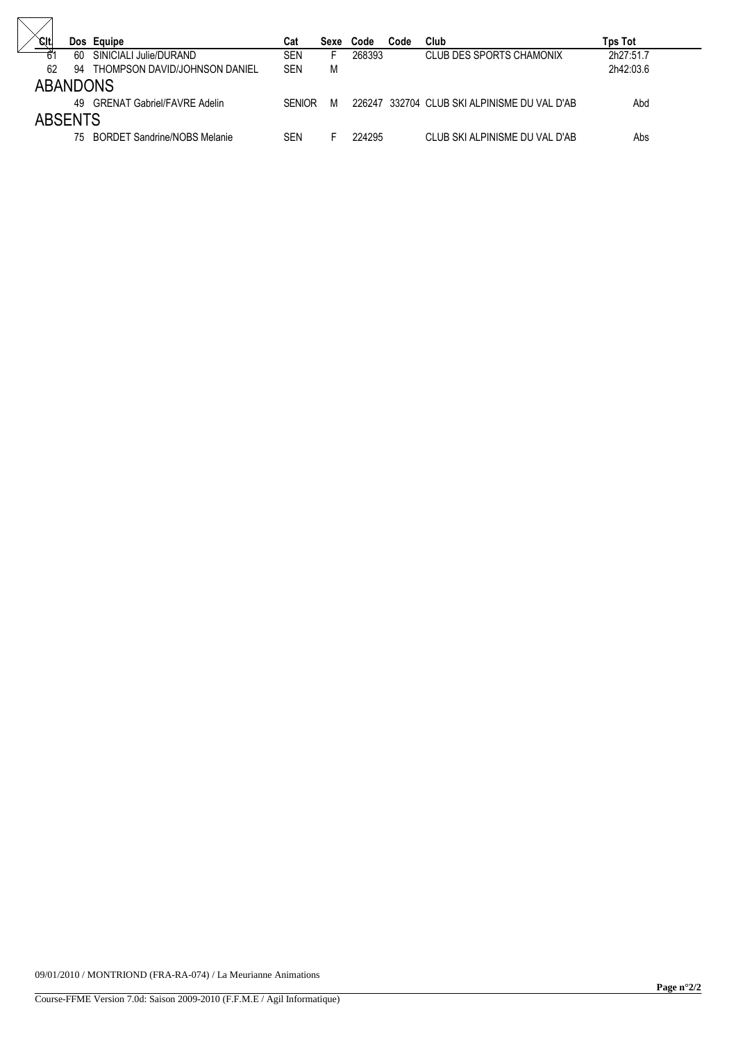| Clt. | Dos | Equipe | Cat | Sexe | Code | Code | Club | Tps Tot |
|---|---|---|---|---|---|---|---|---|
| 61 | 60 | SINICIALI Julie/DURAND | SEN | F | 268393 | | CLUB DES SPORTS CHAMONIX | 2h27:51.7 |
| 62 | 94 | THOMPSON DAVID/JOHNSON DANIEL | SEN | M | | | | 2h42:03.6 |

## ABANDONS

| Clt. | Dos | Equipe | Cat | Sexe | Code | Code | Club | Tps Tot |
|---|---|---|---|---|---|---|---|---|
| | 49 | GRENAT Gabriel/FAVRE Adelin | SENIOR | M | 226247 | 332704 | CLUB SKI ALPINISME DU VAL D'AB | Abd |

## ABSENTS

| Clt. | Dos | Equipe | Cat | Sexe | Code | Code | Club | Tps Tot |
|---|---|---|---|---|---|---|---|---|
| | 75 | BORDET Sandrine/NOBS Melanie | SEN | F | 224295 | | CLUB SKI ALPINISME DU VAL D'AB | Abs |

09/01/2010 / MONTRIOND (FRA-RA-074) / La Meurianne Animations

Course-FFME Version 7.0d: Saison 2009-2010 (F.F.M.E / Agil Informatique)